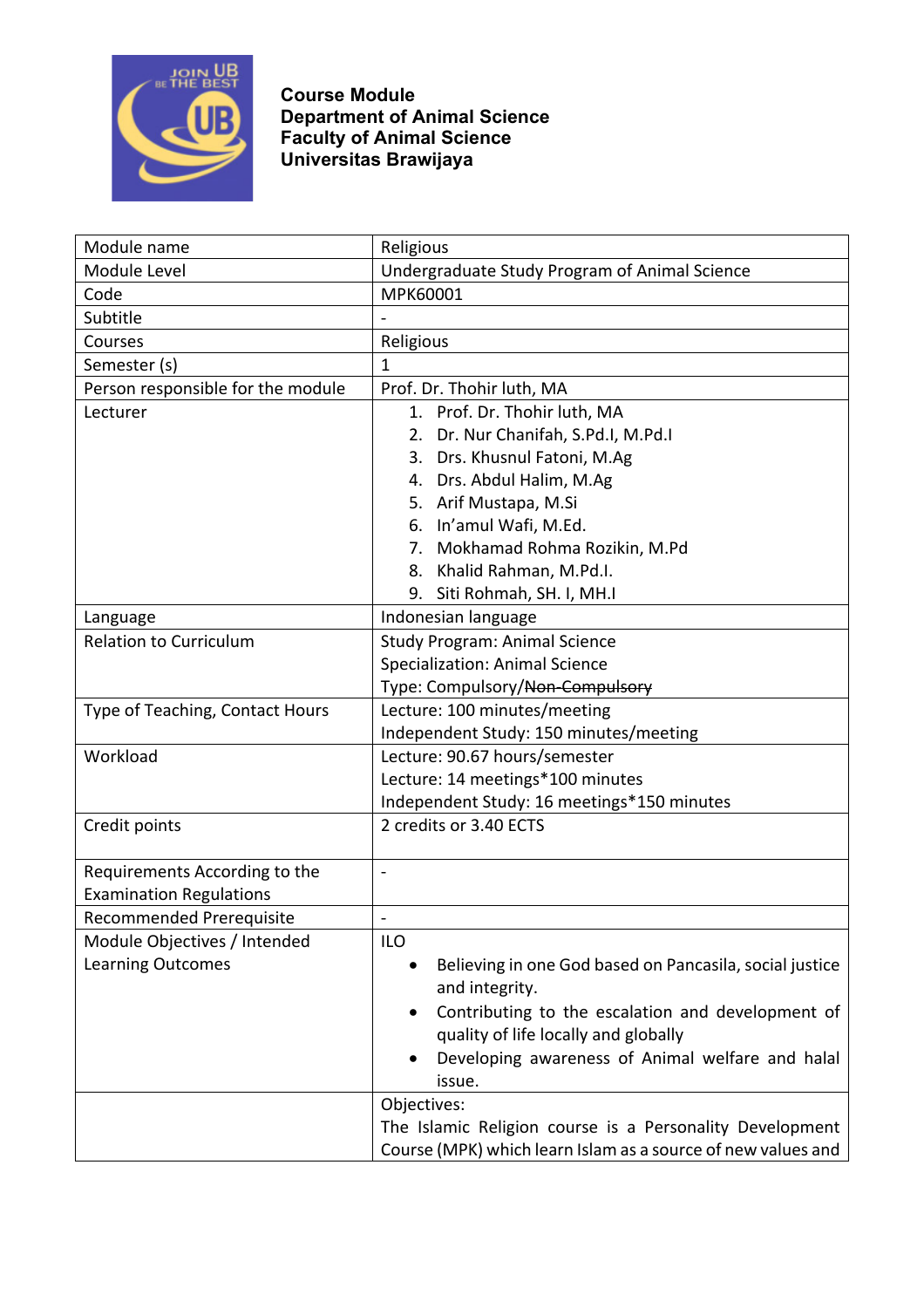**Course Module**
**Department of Animal Science**
**Faculty of Animal Science**
**Universitas Brawijaya**

| Module name | Religious |
|---|---|
| Module Level | Undergraduate Study Program of Animal Science |
| Code | MPK60001 |
| Subtitle | - |
| Courses | Religious |
| Semester (s) | 1 |
| Person responsible for the module | Prof. Dr. Thohir luth, MA |
| Lecturer | 1. Prof. Dr. Thohir luth, MA<br>2. Dr. Nur Chanifah, S.Pd.I, M.Pd.I<br>3. Drs. Khusnul Fatoni, M.Ag<br>4. Drs. Abdul Halim, M.Ag<br>5. Arif Mustapa, M.Si<br>6. In'amul Wafi, M.Ed.<br>7. Mokhamad Rohma Rozikin, M.Pd<br>8. Khalid Rahman, M.Pd.I.<br>9. Siti Rohmah, SH. I, MH.I |
| Language | Indonesian language |
| Relation to Curriculum | Study Program: Animal Science<br>Specialization: Animal Science<br>Type: Compulsory/~~Non-Compulsory~~ |
| Type of Teaching, Contact Hours | Lecture: 100 minutes/meeting<br>Independent Study: 150 minutes/meeting |
| Workload | Lecture: 90.67 hours/semester<br>Lecture: 14 meetings*100 minutes<br>Independent Study: 16 meetings*150 minutes |
| Credit points | 2 credits or 3.40 ECTS |
| Requirements According to the Examination Regulations | - |
| Recommended Prerequisite | - |
| Module Objectives / Intended Learning Outcomes | ILO<br>• Believing in one God based on Pancasila, social justice and integrity.<br>• Contributing to the escalation and development of quality of life locally and globally<br>• Developing awareness of Animal welfare and halal issue. |
| | Objectives:<br>The Islamic Religion course is a Personality Development Course (MPK) which learn Islam as a source of new values and |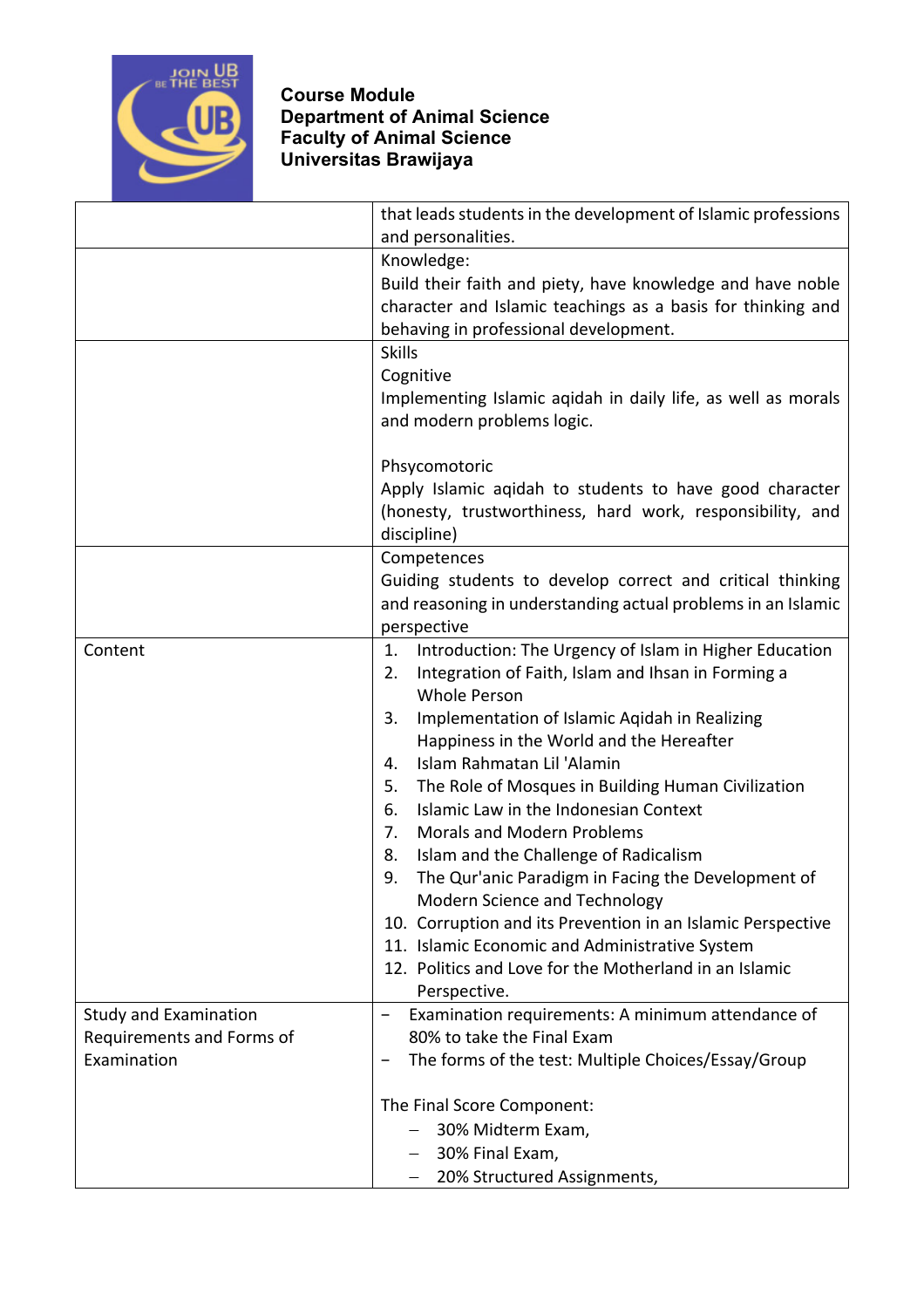**Course Module**
**Department of Animal Science**
**Faculty of Animal Science**
**Universitas Brawijaya**

| | |
|---|---|
| | that leads students in the development of Islamic professions and personalities. |
| | Knowledge:<br>Build their faith and piety, have knowledge and have noble character and Islamic teachings as a basis for thinking and behaving in professional development. |
| | Skills<br>Cognitive<br>Implementing Islamic aqidah in daily life, as well as morals and modern problems logic.<br><br>Phsycomotoric<br>Apply Islamic aqidah to students to have good character (honesty, trustworthiness, hard work, responsibility, and discipline) |
| | Competences<br>Guiding students to develop correct and critical thinking and reasoning in understanding actual problems in an Islamic perspective |
| Content | 1. Introduction: The Urgency of Islam in Higher Education<br>2. Integration of Faith, Islam and Ihsan in Forming a Whole Person<br>3. Implementation of Islamic Aqidah in Realizing Happiness in the World and the Hereafter<br>4. Islam Rahmatan Lil 'Alamin<br>5. The Role of Mosques in Building Human Civilization<br>6. Islamic Law in the Indonesian Context<br>7. Morals and Modern Problems<br>8. Islam and the Challenge of Radicalism<br>9. The Qur'anic Paradigm in Facing the Development of Modern Science and Technology<br>10. Corruption and its Prevention in an Islamic Perspective<br>11. Islamic Economic and Administrative System<br>12. Politics and Love for the Motherland in an Islamic Perspective. |
| Study and Examination Requirements and Forms of Examination | - Examination requirements: A minimum attendance of 80% to take the Final Exam<br>- The forms of the test: Multiple Choices/Essay/Group<br><br>The Final Score Component:<br>- 30% Midterm Exam,<br>- 30% Final Exam,<br>- 20% Structured Assignments, |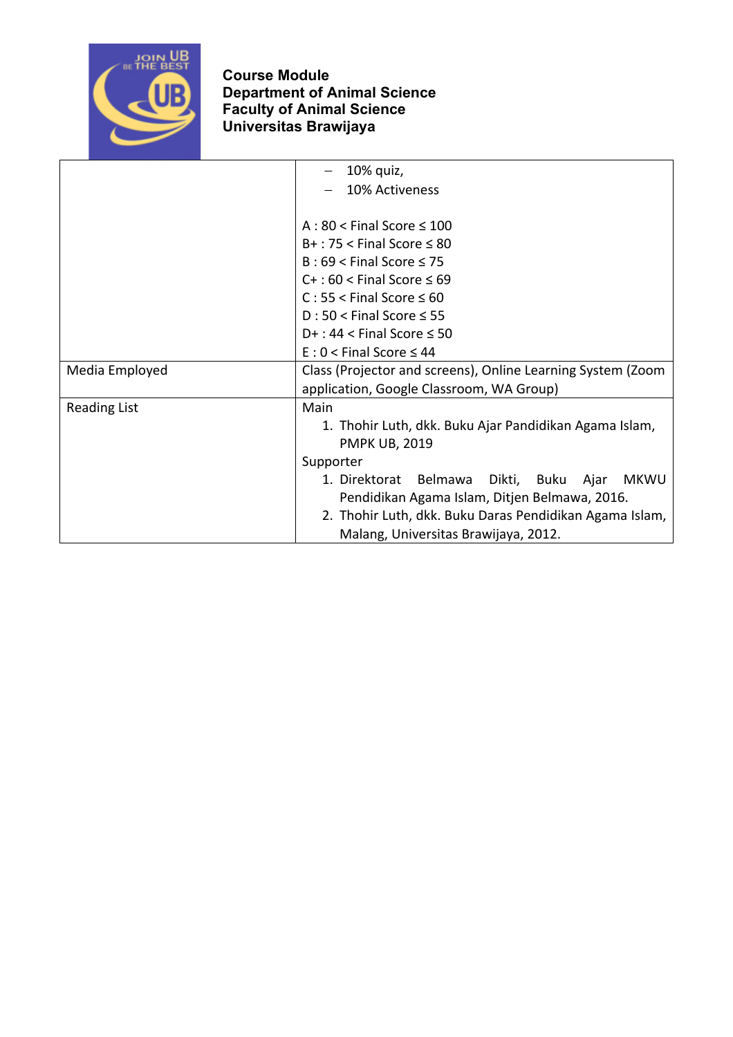| | |
|---|---|
| | – 10% quiz,<br>– 10% Activeness<br><br>A : 80 < Final Score ≤ 100<br>B+ : 75 < Final Score ≤ 80<br>B : 69 < Final Score ≤ 75<br>C+ : 60 < Final Score ≤ 69<br>C : 55 < Final Score ≤ 60<br>D : 50 < Final Score ≤ 55<br>D+ : 44 < Final Score ≤ 50<br>E : 0 < Final Score ≤ 44 |
| Media Employed | Class (Projector and screens), Online Learning System (Zoom application, Google Classroom, WA Group) |
| Reading List | Main<br>1. Thohir Luth, dkk. Buku Ajar Pandidikan Agama Islam, PMPK UB, 2019<br>Supporter<br>1. Direktorat Belmawa Dikti, Buku Ajar MKWU Pendidikan Agama Islam, Ditjen Belmawa, 2016.<br>2. Thohir Luth, dkk. Buku Daras Pendidikan Agama Islam, Malang, Universitas Brawijaya, 2012. |